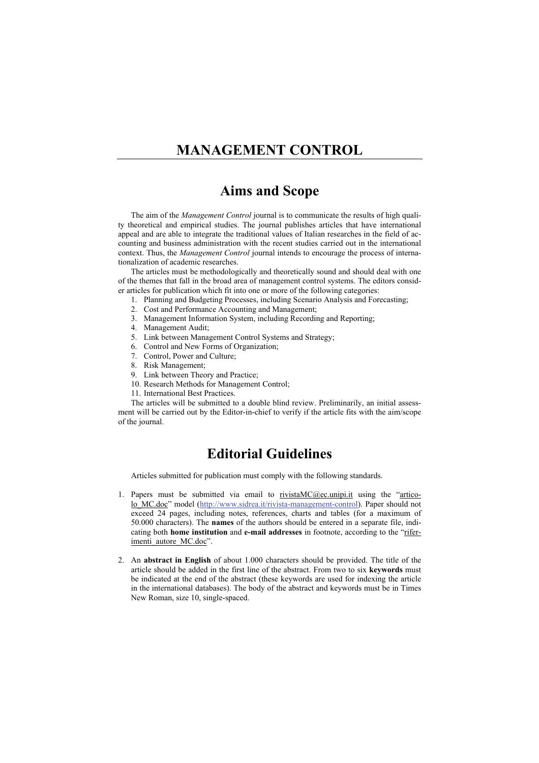# MANAGEMENT CONTROL

## Aims and Scope

The aim of the *Management Control* journal is to communicate the results of high quality theoretical and empirical studies. The journal publishes articles that have international appeal and are able to integrate the traditional values of Italian researches in the field of accounting and business administration with the recent studies carried out in the international context. Thus, the *Management Control* journal intends to encourage the process of internationalization of academic researches.

The articles must be methodologically and theoretically sound and should deal with one of the themes that fall in the broad area of management control systems. The editors consider articles for publication which fit into one or more of the following categories:

1. Planning and Budgeting Processes, including Scenario Analysis and Forecasting;
2. Cost and Performance Accounting and Management;
3. Management Information System, including Recording and Reporting;
4. Management Audit;
5. Link between Management Control Systems and Strategy;
6. Control and New Forms of Organization;
7. Control, Power and Culture;
8. Risk Management;
9. Link between Theory and Practice;
10. Research Methods for Management Control;
11. International Best Practices.

The articles will be submitted to a double blind review. Preliminarily, an initial assessment will be carried out by the Editor-in-chief to verify if the article fits with the aim/scope of the journal.

## Editorial Guidelines

Articles submitted for publication must comply with the following standards.

1. Papers must be submitted via email to rivistaMC@ec.unipi.it using the "articolo_MC.doc" model (http://www.sidrea.it/rivista-management-control). Paper should not exceed 24 pages, including notes, references, charts and tables (for a maximum of 50.000 characters). The **names** of the authors should be entered in a separate file, indicating both **home institution** and **e-mail addresses** in footnote, according to the "riferimenti_autore_MC.doc".

2. An **abstract in English** of about 1.000 characters should be provided. The title of the article should be added in the first line of the abstract. From two to six **keywords** must be indicated at the end of the abstract (these keywords are used for indexing the article in the international databases). The body of the abstract and keywords must be in Times New Roman, size 10, single-spaced.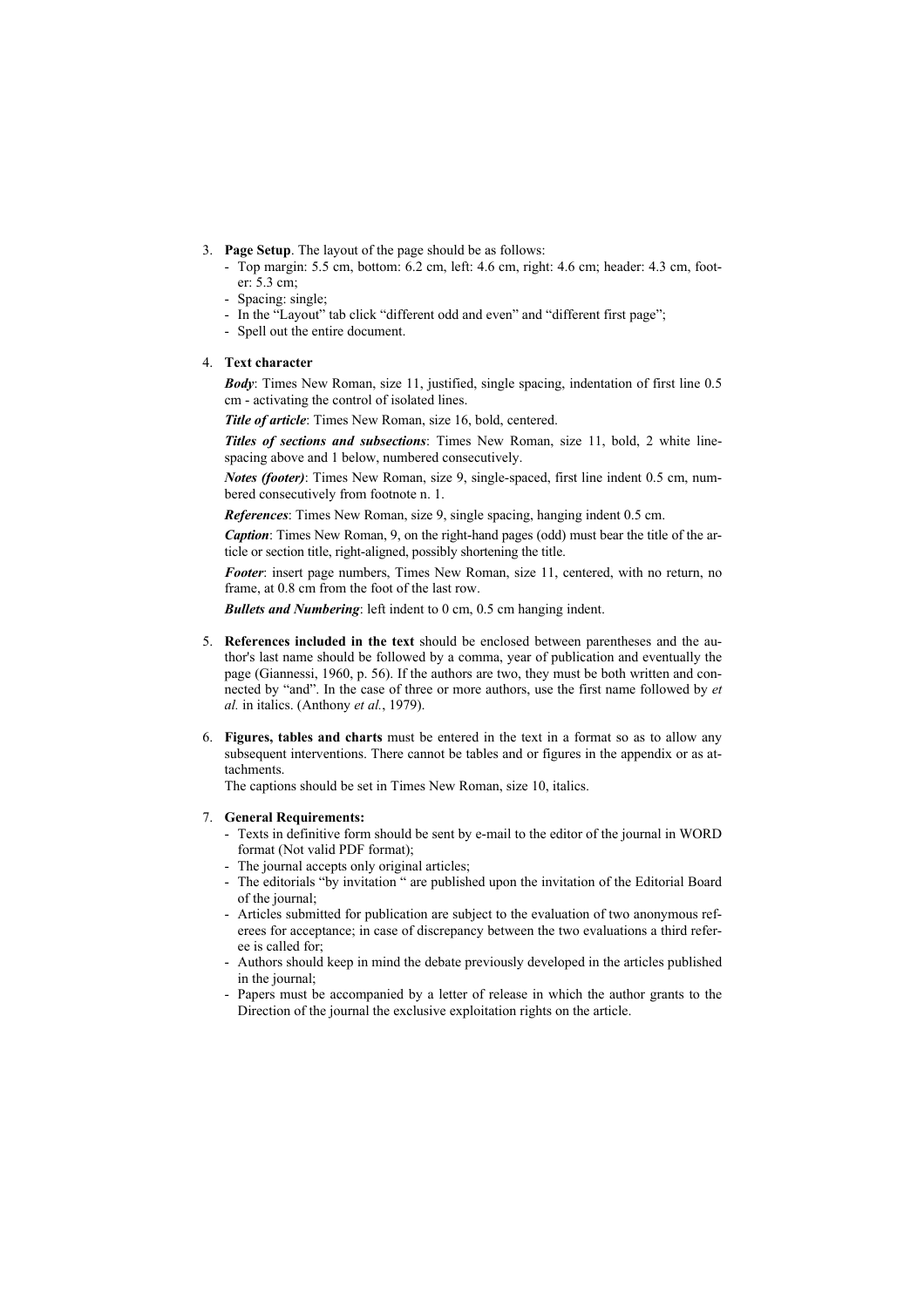3. **Page Setup**. The layout of the page should be as follows:
   - Top margin: 5.5 cm, bottom: 6.2 cm, left: 4.6 cm, right: 4.6 cm; header: 4.3 cm, footer: 5.3 cm;
   - Spacing: single;
   - In the "Layout" tab click "different odd and even" and "different first page";
   - Spell out the entire document.

4. **Text character**

   ***Body***: Times New Roman, size 11, justified, single spacing, indentation of first line 0.5 cm - activating the control of isolated lines.

   ***Title of article***: Times New Roman, size 16, bold, centered.

   ***Titles of sections and subsections***: Times New Roman, size 11, bold, 2 white line-spacing above and 1 below, numbered consecutively.

   ***Notes (footer)***: Times New Roman, size 9, single-spaced, first line indent 0.5 cm, numbered consecutively from footnote n. 1.

   ***References***: Times New Roman, size 9, single spacing, hanging indent 0.5 cm.

   ***Caption***: Times New Roman, 9, on the right-hand pages (odd) must bear the title of the article or section title, right-aligned, possibly shortening the title.

   ***Footer***: insert page numbers, Times New Roman, size 11, centered, with no return, no frame, at 0.8 cm from the foot of the last row.

   ***Bullets and Numbering***: left indent to 0 cm, 0.5 cm hanging indent.

5. **References included in the text** should be enclosed between parentheses and the author's last name should be followed by a comma, year of publication and eventually the page (Giannessi, 1960, p. 56). If the authors are two, they must be both written and connected by "and". In the case of three or more authors, use the first name followed by *et al.* in italics. (Anthony *et al.*, 1979).

6. **Figures, tables and charts** must be entered in the text in a format so as to allow any subsequent interventions. There cannot be tables and or figures in the appendix or as attachments.
   The captions should be set in Times New Roman, size 10, italics.

7. **General Requirements:**
   - Texts in definitive form should be sent by e-mail to the editor of the journal in WORD format (Not valid PDF format);
   - The journal accepts only original articles;
   - The editorials "by invitation " are published upon the invitation of the Editorial Board of the journal;
   - Articles submitted for publication are subject to the evaluation of two anonymous referees for acceptance; in case of discrepancy between the two evaluations a third referee is called for;
   - Authors should keep in mind the debate previously developed in the articles published in the journal;
   - Papers must be accompanied by a letter of release in which the author grants to the Direction of the journal the exclusive exploitation rights on the article.